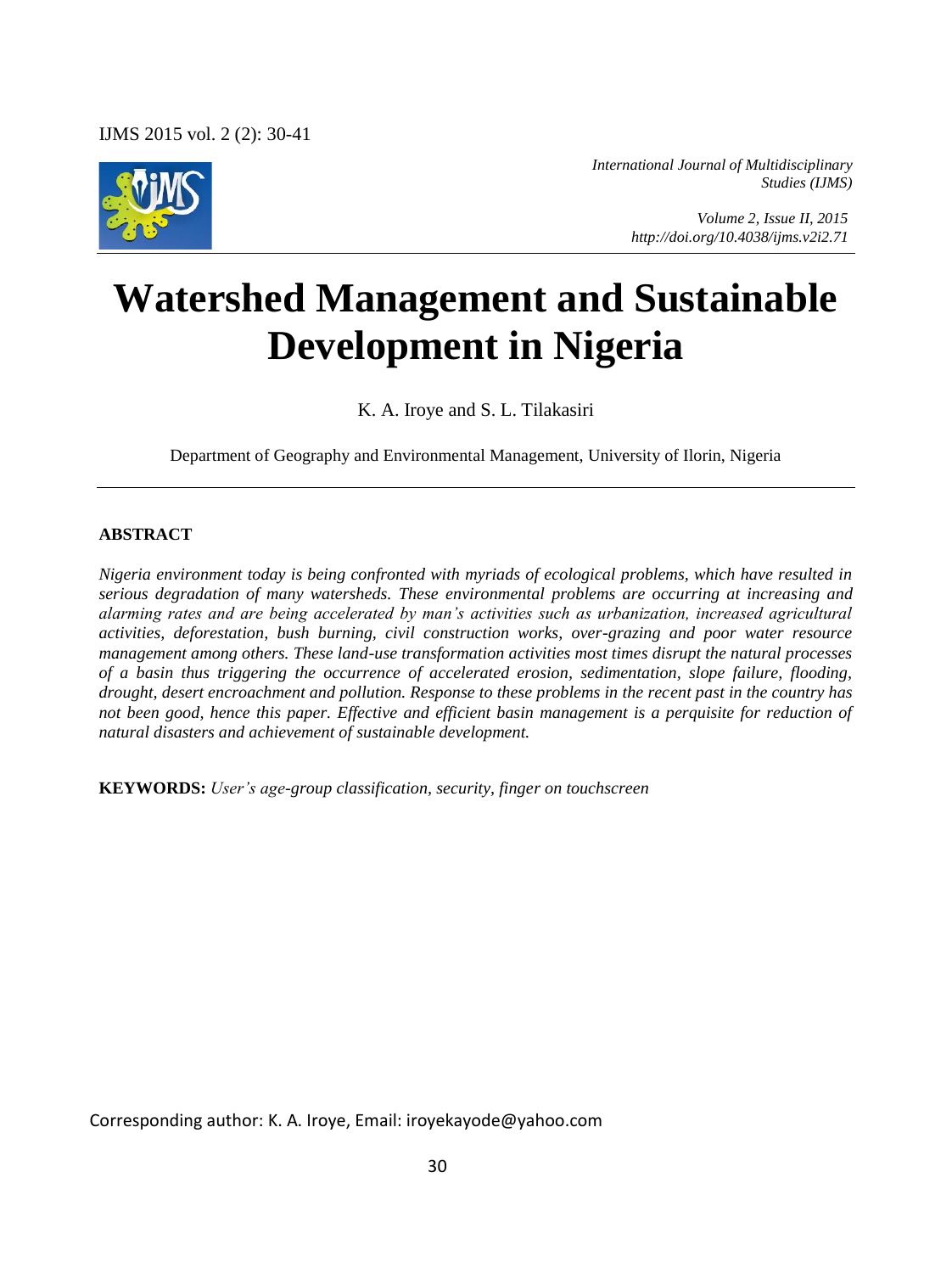*International Journal of Multidisciplinary Studies (IJMS)*

*Volume 2, Issue II, 2015*
*http://doi.org/10.4038/ijms.v2i2.71*

# Watershed Management and Sustainable Development in Nigeria

K. A. Iroye and S. L. Tilakasiri

Department of Geography and Environmental Management, University of Ilorin, Nigeria

## ABSTRACT

*Nigeria environment today is being confronted with myriads of ecological problems, which have resulted in serious degradation of many watersheds. These environmental problems are occurring at increasing and alarming rates and are being accelerated by man's activities such as urbanization, increased agricultural activities, deforestation, bush burning, civil construction works, over-grazing and poor water resource management among others. These land-use transformation activities most times disrupt the natural processes of a basin thus triggering the occurrence of accelerated erosion, sedimentation, slope failure, flooding, drought, desert encroachment and pollution. Response to these problems in the recent past in the country has not been good, hence this paper. Effective and efficient basin management is a perquisite for reduction of natural disasters and achievement of sustainable development.*

**KEYWORDS:** *User's age-group classification, security, finger on touchscreen*

Corresponding author: K. A. Iroye, Email: iroyekayode@yahoo.com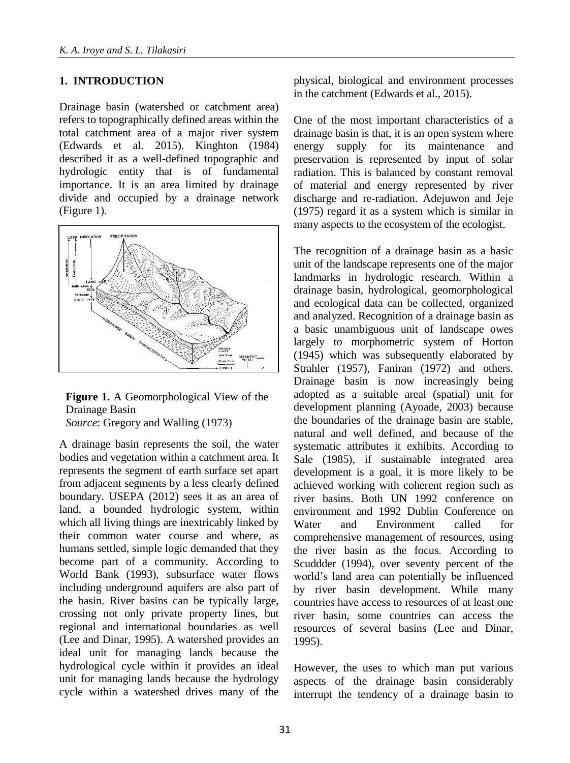## 1. INTRODUCTION

Drainage basin (watershed or catchment area) refers to topographically defined areas within the total catchment area of a major river system (Edwards et al. 2015). Kinghton (1984) described it as a well-defined topographic and hydrologic entity that is of fundamental importance. It is an area limited by drainage divide and occupied by a drainage network (Figure 1).

**Figure 1.** A Geomorphological View of the Drainage Basin
*Source*: Gregory and Walling (1973)

A drainage basin represents the soil, the water bodies and vegetation within a catchment area. It represents the segment of earth surface set apart from adjacent segments by a less clearly defined boundary. USEPA (2012) sees it as an area of land, a bounded hydrologic system, within which all living things are inextricably linked by their common water course and where, as humans settled, simple logic demanded that they become part of a community. According to World Bank (1993), subsurface water flows including underground aquifers are also part of the basin. River basins can be typically large, crossing not only private property lines, but regional and international boundaries as well (Lee and Dinar, 1995). A watershed provides an ideal unit for managing lands because the hydrological cycle within it provides an ideal unit for managing lands because the hydrology cycle within a watershed drives many of the physical, biological and environment processes in the catchment (Edwards et al., 2015).

One of the most important characteristics of a drainage basin is that, it is an open system where energy supply for its maintenance and preservation is represented by input of solar radiation. This is balanced by constant removal of material and energy represented by river discharge and re-radiation. Adejuwon and Jeje (1975) regard it as a system which is similar in many aspects to the ecosystem of the ecologist.

The recognition of a drainage basin as a basic unit of the landscape represents one of the major landmarks in hydrologic research. Within a drainage basin, hydrological, geomorphological and ecological data can be collected, organized and analyzed. Recognition of a drainage basin as a basic unambiguous unit of landscape owes largely to morphometric system of Horton (1945) which was subsequently elaborated by Strahler (1957), Faniran (1972) and others. Drainage basin is now increasingly being adopted as a suitable areal (spatial) unit for development planning (Ayoade, 2003) because the boundaries of the drainage basin are stable, natural and well defined, and because of the systematic attributes it exhibits. According to Sale (1985), if sustainable integrated area development is a goal, it is more likely to be achieved working with coherent region such as river basins. Both UN 1992 conference on environment and 1992 Dublin Conference on Water and Environment called for comprehensive management of resources, using the river basin as the focus. According to Scuddder (1994), over seventy percent of the world's land area can potentially be influenced by river basin development. While many countries have access to resources of at least one river basin, some countries can access the resources of several basins (Lee and Dinar, 1995).

However, the uses to which man put various aspects of the drainage basin considerably interrupt the tendency of a drainage basin to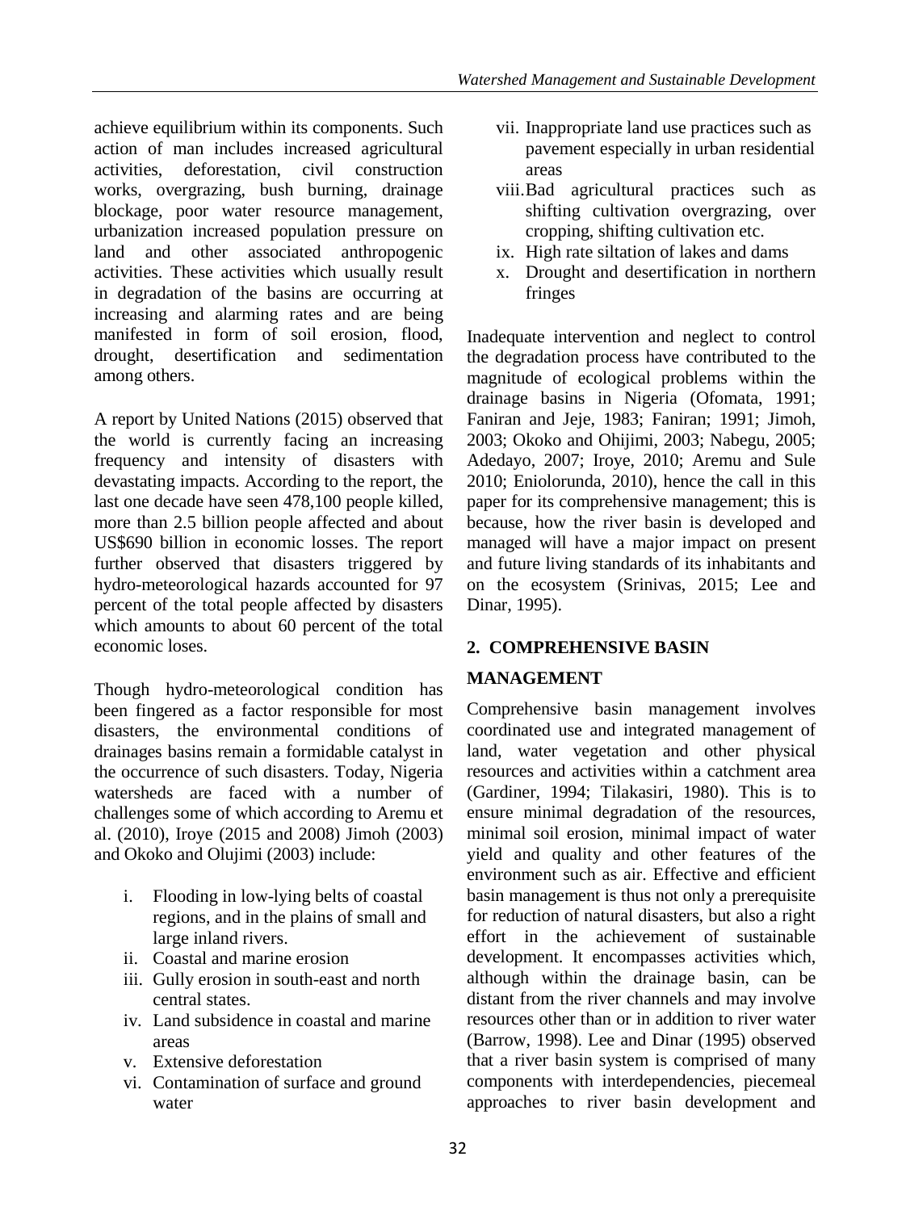achieve equilibrium within its components. Such action of man includes increased agricultural activities, deforestation, civil construction works, overgrazing, bush burning, drainage blockage, poor water resource management, urbanization increased population pressure on land and other associated anthropogenic activities. These activities which usually result in degradation of the basins are occurring at increasing and alarming rates and are being manifested in form of soil erosion, flood, drought, desertification and sedimentation among others.

A report by United Nations (2015) observed that the world is currently facing an increasing frequency and intensity of disasters with devastating impacts. According to the report, the last one decade have seen 478,100 people killed, more than 2.5 billion people affected and about US$690 billion in economic losses. The report further observed that disasters triggered by hydro-meteorological hazards accounted for 97 percent of the total people affected by disasters which amounts to about 60 percent of the total economic loses.

Though hydro-meteorological condition has been fingered as a factor responsible for most disasters, the environmental conditions of drainages basins remain a formidable catalyst in the occurrence of such disasters. Today, Nigeria watersheds are faced with a number of challenges some of which according to Aremu et al. (2010), Iroye (2015 and 2008) Jimoh (2003) and Okoko and Olujimi (2003) include:

i. Flooding in low-lying belts of coastal regions, and in the plains of small and large inland rivers.
ii. Coastal and marine erosion
iii. Gully erosion in south-east and north central states.
iv. Land subsidence in coastal and marine areas
v. Extensive deforestation
vi. Contamination of surface and ground water
vii. Inappropriate land use practices such as pavement especially in urban residential areas
viii. Bad agricultural practices such as shifting cultivation overgrazing, over cropping, shifting cultivation etc.
ix. High rate siltation of lakes and dams
x. Drought and desertification in northern fringes

Inadequate intervention and neglect to control the degradation process have contributed to the magnitude of ecological problems within the drainage basins in Nigeria (Ofomata, 1991; Faniran and Jeje, 1983; Faniran; 1991; Jimoh, 2003; Okoko and Ohijimi, 2003; Nabegu, 2005; Adedayo, 2007; Iroye, 2010; Aremu and Sule 2010; Eniolorunda, 2010), hence the call in this paper for its comprehensive management; this is because, how the river basin is developed and managed will have a major impact on present and future living standards of its inhabitants and on the ecosystem (Srinivas, 2015; Lee and Dinar, 1995).

## 2. COMPREHENSIVE BASIN MANAGEMENT

Comprehensive basin management involves coordinated use and integrated management of land, water vegetation and other physical resources and activities within a catchment area (Gardiner, 1994; Tilakasiri, 1980). This is to ensure minimal degradation of the resources, minimal soil erosion, minimal impact of water yield and quality and other features of the environment such as air. Effective and efficient basin management is thus not only a prerequisite for reduction of natural disasters, but also a right effort in the achievement of sustainable development. It encompasses activities which, although within the drainage basin, can be distant from the river channels and may involve resources other than or in addition to river water (Barrow, 1998). Lee and Dinar (1995) observed that a river basin system is comprised of many components with interdependencies, piecemeal approaches to river basin development and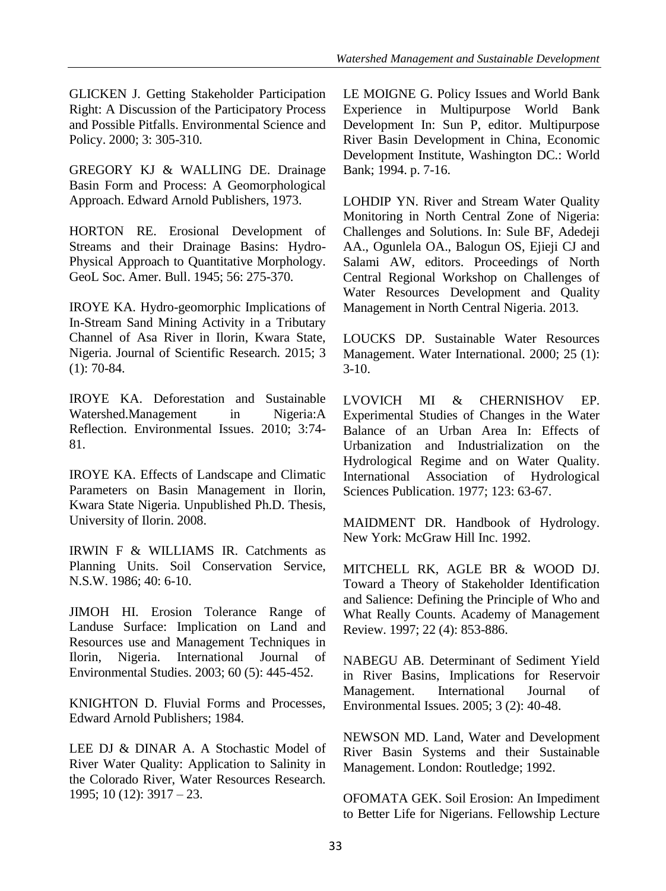GLICKEN J. Getting Stakeholder Participation Right: A Discussion of the Participatory Process and Possible Pitfalls. Environmental Science and Policy. 2000; 3: 305-310.

GREGORY KJ & WALLING DE. Drainage Basin Form and Process: A Geomorphological Approach. Edward Arnold Publishers, 1973.

HORTON RE. Erosional Development of Streams and their Drainage Basins: Hydro-Physical Approach to Quantitative Morphology. GeoL Soc. Amer. Bull. 1945; 56: 275-370.

IROYE KA. Hydro-geomorphic Implications of In-Stream Sand Mining Activity in a Tributary Channel of Asa River in Ilorin, Kwara State, Nigeria. Journal of Scientific Research. 2015; 3 (1): 70-84.

IROYE KA. Deforestation and Sustainable Watershed.Management in Nigeria:A Reflection. Environmental Issues. 2010; 3:74-81.

IROYE KA. Effects of Landscape and Climatic Parameters on Basin Management in Ilorin, Kwara State Nigeria. Unpublished Ph.D. Thesis, University of Ilorin. 2008.

IRWIN F & WILLIAMS IR. Catchments as Planning Units. Soil Conservation Service, N.S.W. 1986; 40: 6-10.

JIMOH HI. Erosion Tolerance Range of Landuse Surface: Implication on Land and Resources use and Management Techniques in Ilorin, Nigeria. International Journal of Environmental Studies. 2003; 60 (5): 445-452.

KNIGHTON D. Fluvial Forms and Processes, Edward Arnold Publishers; 1984.

LEE DJ & DINAR A. A Stochastic Model of River Water Quality: Application to Salinity in the Colorado River, Water Resources Research. 1995; 10 (12): 3917 – 23.

LE MOIGNE G. Policy Issues and World Bank Experience in Multipurpose World Bank Development In: Sun P, editor. Multipurpose River Basin Development in China, Economic Development Institute, Washington DC.: World Bank; 1994. p. 7-16.

LOHDIP YN. River and Stream Water Quality Monitoring in North Central Zone of Nigeria: Challenges and Solutions. In: Sule BF, Adedeji AA., Ogunlela OA., Balogun OS, Ejieji CJ and Salami AW, editors. Proceedings of North Central Regional Workshop on Challenges of Water Resources Development and Quality Management in North Central Nigeria. 2013.

LOUCKS DP. Sustainable Water Resources Management. Water International. 2000; 25 (1): 3-10.

LVOVICH MI & CHERNISHOV EP. Experimental Studies of Changes in the Water Balance of an Urban Area In: Effects of Urbanization and Industrialization on the Hydrological Regime and on Water Quality. International Association of Hydrological Sciences Publication. 1977; 123: 63-67.

MAIDMENT DR. Handbook of Hydrology. New York: McGraw Hill Inc. 1992.

MITCHELL RK, AGLE BR & WOOD DJ. Toward a Theory of Stakeholder Identification and Salience: Defining the Principle of Who and What Really Counts. Academy of Management Review. 1997; 22 (4): 853-886.

NABEGU AB. Determinant of Sediment Yield in River Basins, Implications for Reservoir Management. International Journal of Environmental Issues. 2005; 3 (2): 40-48.

NEWSON MD. Land, Water and Development River Basin Systems and their Sustainable Management. London: Routledge; 1992.

OFOMATA GEK. Soil Erosion: An Impediment to Better Life for Nigerians. Fellowship Lecture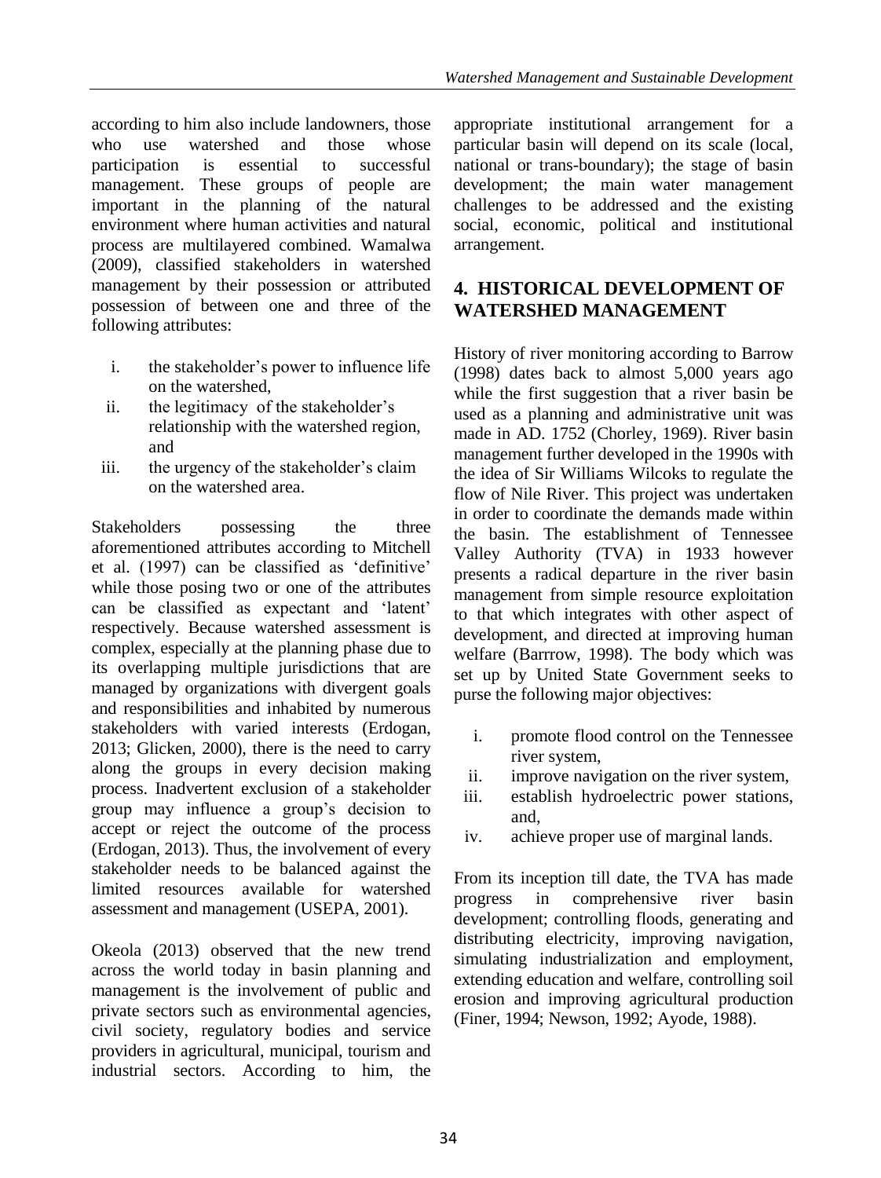according to him also include landowners, those who use watershed and those whose participation is essential to successful management. These groups of people are important in the planning of the natural environment where human activities and natural process are multilayered combined. Wamalwa (2009), classified stakeholders in watershed management by their possession or attributed possession of between one and three of the following attributes:

i. the stakeholder's power to influence life on the watershed,
ii. the legitimacy of the stakeholder's relationship with the watershed region, and
iii. the urgency of the stakeholder's claim on the watershed area.

Stakeholders possessing the three aforementioned attributes according to Mitchell et al. (1997) can be classified as 'definitive' while those posing two or one of the attributes can be classified as expectant and 'latent' respectively. Because watershed assessment is complex, especially at the planning phase due to its overlapping multiple jurisdictions that are managed by organizations with divergent goals and responsibilities and inhabited by numerous stakeholders with varied interests (Erdogan, 2013; Glicken, 2000), there is the need to carry along the groups in every decision making process. Inadvertent exclusion of a stakeholder group may influence a group's decision to accept or reject the outcome of the process (Erdogan, 2013). Thus, the involvement of every stakeholder needs to be balanced against the limited resources available for watershed assessment and management (USEPA, 2001).

Okeola (2013) observed that the new trend across the world today in basin planning and management is the involvement of public and private sectors such as environmental agencies, civil society, regulatory bodies and service providers in agricultural, municipal, tourism and industrial sectors. According to him, the appropriate institutional arrangement for a particular basin will depend on its scale (local, national or trans-boundary); the stage of basin development; the main water management challenges to be addressed and the existing social, economic, political and institutional arrangement.

## 4. HISTORICAL DEVELOPMENT OF WATERSHED MANAGEMENT

History of river monitoring according to Barrow (1998) dates back to almost 5,000 years ago while the first suggestion that a river basin be used as a planning and administrative unit was made in AD. 1752 (Chorley, 1969). River basin management further developed in the 1990s with the idea of Sir Williams Wilcoks to regulate the flow of Nile River. This project was undertaken in order to coordinate the demands made within the basin. The establishment of Tennessee Valley Authority (TVA) in 1933 however presents a radical departure in the river basin management from simple resource exploitation to that which integrates with other aspect of development, and directed at improving human welfare (Barrrow, 1998). The body which was set up by United State Government seeks to purse the following major objectives:

i. promote flood control on the Tennessee river system,
ii. improve navigation on the river system,
iii. establish hydroelectric power stations, and,
iv. achieve proper use of marginal lands.

From its inception till date, the TVA has made progress in comprehensive river basin development; controlling floods, generating and distributing electricity, improving navigation, simulating industrialization and employment, extending education and welfare, controlling soil erosion and improving agricultural production (Finer, 1994; Newson, 1992; Ayode, 1988).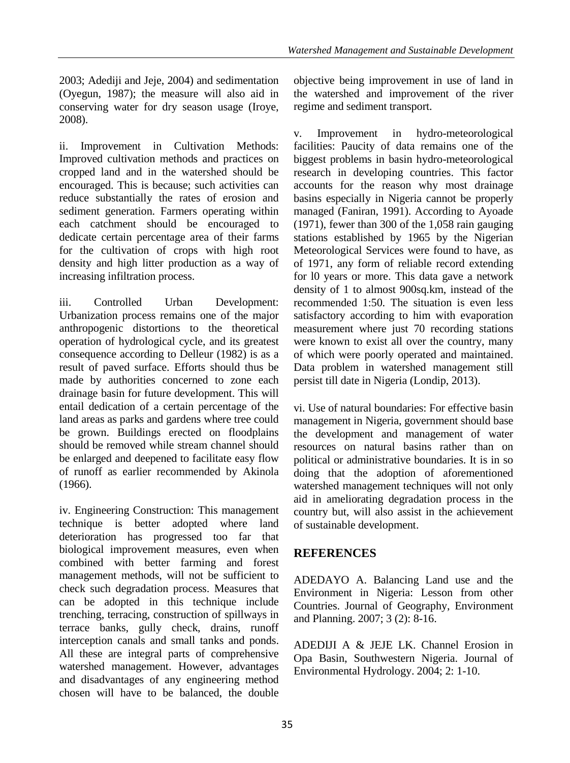2003; Adediji and Jeje, 2004) and sedimentation (Oyegun, 1987); the measure will also aid in conserving water for dry season usage (Iroye, 2008).

ii. Improvement in Cultivation Methods: Improved cultivation methods and practices on cropped land and in the watershed should be encouraged. This is because; such activities can reduce substantially the rates of erosion and sediment generation. Farmers operating within each catchment should be encouraged to dedicate certain percentage area of their farms for the cultivation of crops with high root density and high litter production as a way of increasing infiltration process.

iii. Controlled Urban Development: Urbanization process remains one of the major anthropogenic distortions to the theoretical operation of hydrological cycle, and its greatest consequence according to Delleur (1982) is as a result of paved surface. Efforts should thus be made by authorities concerned to zone each drainage basin for future development. This will entail dedication of a certain percentage of the land areas as parks and gardens where tree could be grown. Buildings erected on floodplains should be removed while stream channel should be enlarged and deepened to facilitate easy flow of runoff as earlier recommended by Akinola (1966).

iv. Engineering Construction: This management technique is better adopted where land deterioration has progressed too far that biological improvement measures, even when combined with better farming and forest management methods, will not be sufficient to check such degradation process. Measures that can be adopted in this technique include trenching, terracing, construction of spillways in terrace banks, gully check, drains, runoff interception canals and small tanks and ponds. All these are integral parts of comprehensive watershed management. However, advantages and disadvantages of any engineering method chosen will have to be balanced, the double objective being improvement in use of land in the watershed and improvement of the river regime and sediment transport.

v. Improvement in hydro-meteorological facilities: Paucity of data remains one of the biggest problems in basin hydro-meteorological research in developing countries. This factor accounts for the reason why most drainage basins especially in Nigeria cannot be properly managed (Faniran, 1991). According to Ayoade (1971), fewer than 300 of the 1,058 rain gauging stations established by 1965 by the Nigerian Meteorological Services were found to have, as of 1971, any form of reliable record extending for l0 years or more. This data gave a network density of 1 to almost 900sq.km, instead of the recommended 1:50. The situation is even less satisfactory according to him with evaporation measurement where just 70 recording stations were known to exist all over the country, many of which were poorly operated and maintained. Data problem in watershed management still persist till date in Nigeria (Londip, 2013).

vi. Use of natural boundaries: For effective basin management in Nigeria, government should base the development and management of water resources on natural basins rather than on political or administrative boundaries. It is in so doing that the adoption of aforementioned watershed management techniques will not only aid in ameliorating degradation process in the country but, will also assist in the achievement of sustainable development.

## REFERENCES

ADEDAYO A. Balancing Land use and the Environment in Nigeria: Lesson from other Countries. Journal of Geography, Environment and Planning. 2007; 3 (2): 8-16.

ADEDIJI A & JEJE LK. Channel Erosion in Opa Basin, Southwestern Nigeria. Journal of Environmental Hydrology. 2004; 2: 1-10.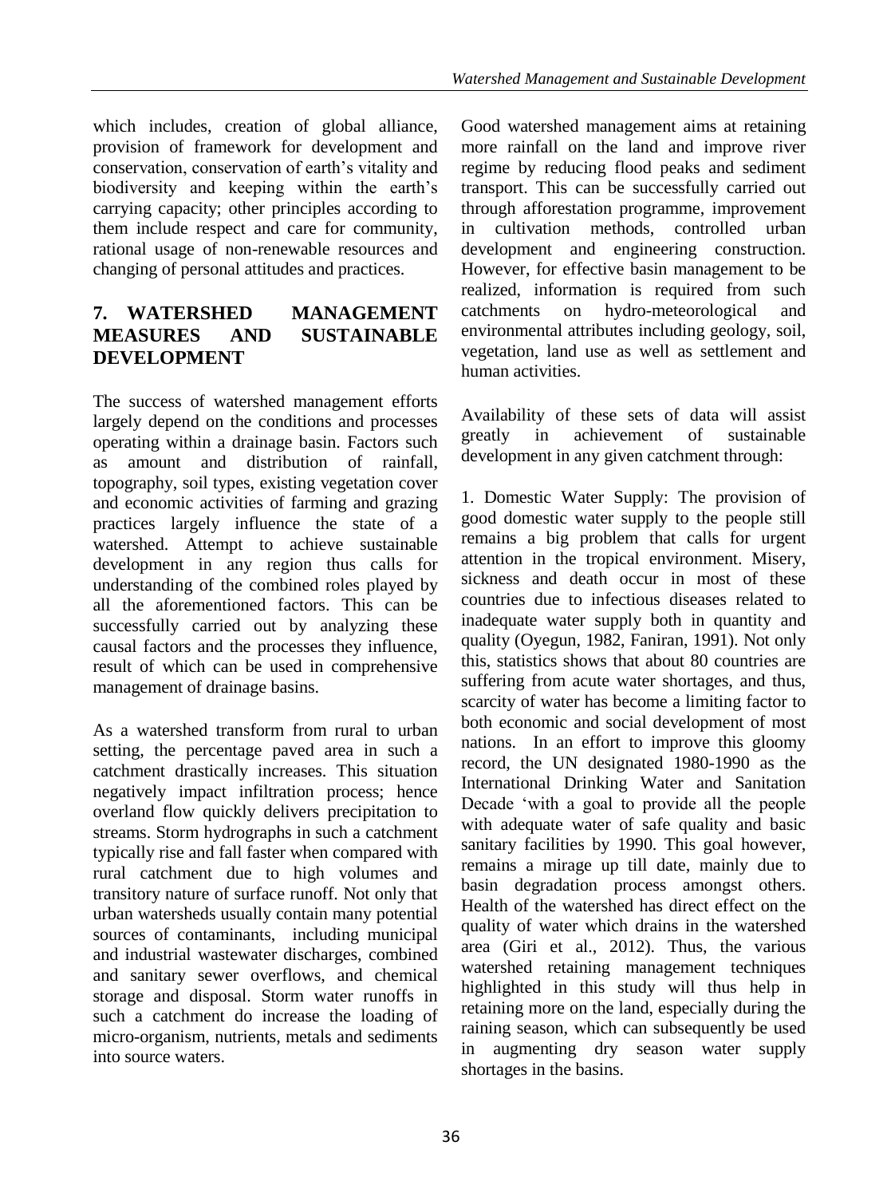which includes, creation of global alliance, provision of framework for development and conservation, conservation of earth's vitality and biodiversity and keeping within the earth's carrying capacity; other principles according to them include respect and care for community, rational usage of non-renewable resources and changing of personal attitudes and practices.

## 7. WATERSHED MANAGEMENT MEASURES AND SUSTAINABLE DEVELOPMENT

The success of watershed management efforts largely depend on the conditions and processes operating within a drainage basin. Factors such as amount and distribution of rainfall, topography, soil types, existing vegetation cover and economic activities of farming and grazing practices largely influence the state of a watershed. Attempt to achieve sustainable development in any region thus calls for understanding of the combined roles played by all the aforementioned factors. This can be successfully carried out by analyzing these causal factors and the processes they influence, result of which can be used in comprehensive management of drainage basins.

As a watershed transform from rural to urban setting, the percentage paved area in such a catchment drastically increases. This situation negatively impact infiltration process; hence overland flow quickly delivers precipitation to streams. Storm hydrographs in such a catchment typically rise and fall faster when compared with rural catchment due to high volumes and transitory nature of surface runoff. Not only that urban watersheds usually contain many potential sources of contaminants, including municipal and industrial wastewater discharges, combined and sanitary sewer overflows, and chemical storage and disposal. Storm water runoffs in such a catchment do increase the loading of micro-organism, nutrients, metals and sediments into source waters.

Good watershed management aims at retaining more rainfall on the land and improve river regime by reducing flood peaks and sediment transport. This can be successfully carried out through afforestation programme, improvement in cultivation methods, controlled urban development and engineering construction. However, for effective basin management to be realized, information is required from such catchments on hydro-meteorological and environmental attributes including geology, soil, vegetation, land use as well as settlement and human activities.

Availability of these sets of data will assist greatly in achievement of sustainable development in any given catchment through:

1. Domestic Water Supply: The provision of good domestic water supply to the people still remains a big problem that calls for urgent attention in the tropical environment. Misery, sickness and death occur in most of these countries due to infectious diseases related to inadequate water supply both in quantity and quality (Oyegun, 1982, Faniran, 1991). Not only this, statistics shows that about 80 countries are suffering from acute water shortages, and thus, scarcity of water has become a limiting factor to both economic and social development of most nations. In an effort to improve this gloomy record, the UN designated 1980-1990 as the International Drinking Water and Sanitation Decade 'with a goal to provide all the people with adequate water of safe quality and basic sanitary facilities by 1990. This goal however, remains a mirage up till date, mainly due to basin degradation process amongst others. Health of the watershed has direct effect on the quality of water which drains in the watershed area (Giri et al., 2012). Thus, the various watershed retaining management techniques highlighted in this study will thus help in retaining more on the land, especially during the raining season, which can subsequently be used in augmenting dry season water supply shortages in the basins.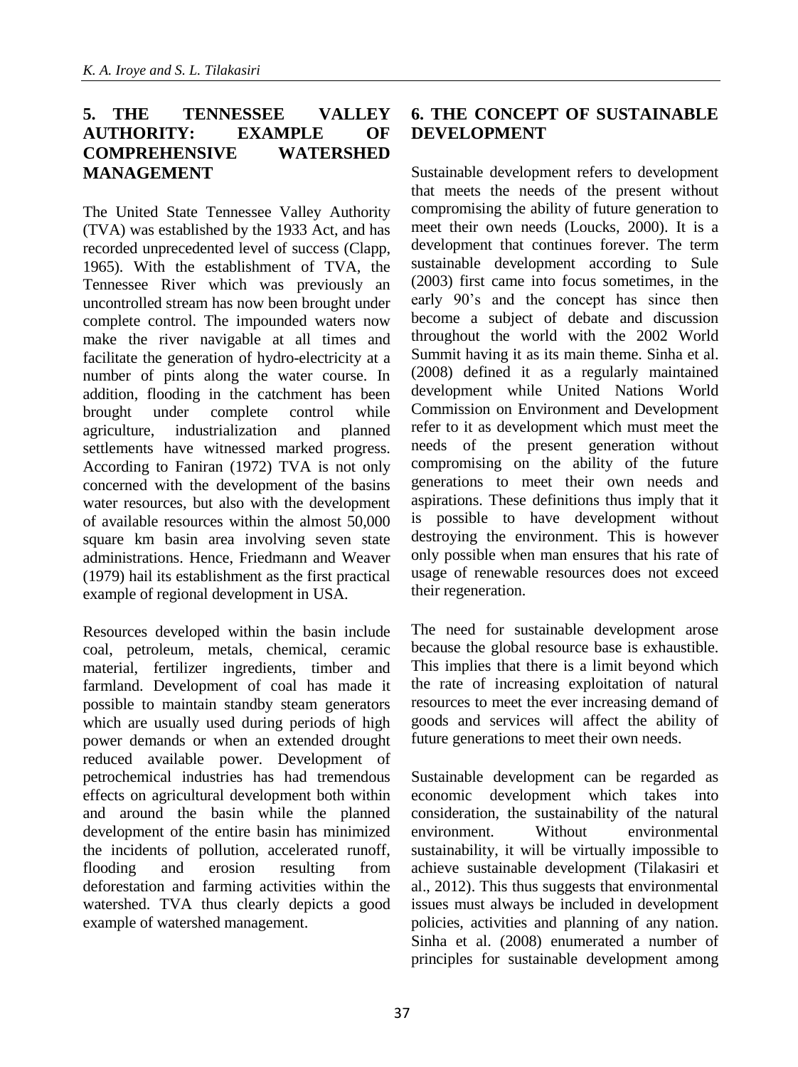## 5. THE TENNESSEE VALLEY AUTHORITY: EXAMPLE OF COMPREHENSIVE WATERSHED MANAGEMENT

The United State Tennessee Valley Authority (TVA) was established by the 1933 Act, and has recorded unprecedented level of success (Clapp, 1965). With the establishment of TVA, the Tennessee River which was previously an uncontrolled stream has now been brought under complete control. The impounded waters now make the river navigable at all times and facilitate the generation of hydro-electricity at a number of pints along the water course. In addition, flooding in the catchment has been brought under complete control while agriculture, industrialization and planned settlements have witnessed marked progress. According to Faniran (1972) TVA is not only concerned with the development of the basins water resources, but also with the development of available resources within the almost 50,000 square km basin area involving seven state administrations. Hence, Friedmann and Weaver (1979) hail its establishment as the first practical example of regional development in USA.

Resources developed within the basin include coal, petroleum, metals, chemical, ceramic material, fertilizer ingredients, timber and farmland. Development of coal has made it possible to maintain standby steam generators which are usually used during periods of high power demands or when an extended drought reduced available power. Development of petrochemical industries has had tremendous effects on agricultural development both within and around the basin while the planned development of the entire basin has minimized the incidents of pollution, accelerated runoff, flooding and erosion resulting from deforestation and farming activities within the watershed. TVA thus clearly depicts a good example of watershed management.

## 6. THE CONCEPT OF SUSTAINABLE DEVELOPMENT

Sustainable development refers to development that meets the needs of the present without compromising the ability of future generation to meet their own needs (Loucks, 2000). It is a development that continues forever. The term sustainable development according to Sule (2003) first came into focus sometimes, in the early 90's and the concept has since then become a subject of debate and discussion throughout the world with the 2002 World Summit having it as its main theme. Sinha et al. (2008) defined it as a regularly maintained development while United Nations World Commission on Environment and Development refer to it as development which must meet the needs of the present generation without compromising on the ability of the future generations to meet their own needs and aspirations. These definitions thus imply that it is possible to have development without destroying the environment. This is however only possible when man ensures that his rate of usage of renewable resources does not exceed their regeneration.

The need for sustainable development arose because the global resource base is exhaustible. This implies that there is a limit beyond which the rate of increasing exploitation of natural resources to meet the ever increasing demand of goods and services will affect the ability of future generations to meet their own needs.

Sustainable development can be regarded as economic development which takes into consideration, the sustainability of the natural environment. Without environmental sustainability, it will be virtually impossible to achieve sustainable development (Tilakasiri et al., 2012). This thus suggests that environmental issues must always be included in development policies, activities and planning of any nation. Sinha et al. (2008) enumerated a number of principles for sustainable development among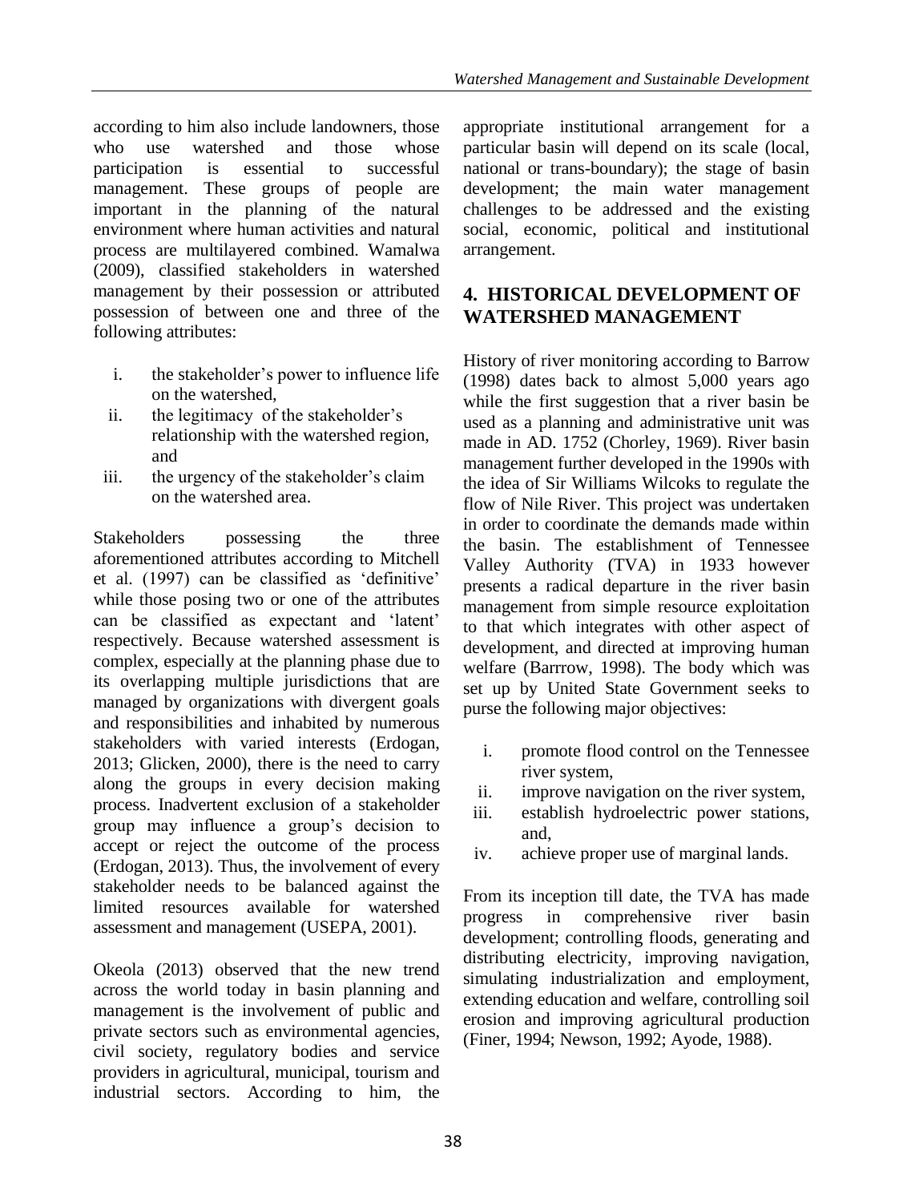according to him also include landowners, those who use watershed and those whose participation is essential to successful management. These groups of people are important in the planning of the natural environment where human activities and natural process are multilayered combined. Wamalwa (2009), classified stakeholders in watershed management by their possession or attributed possession of between one and three of the following attributes:

i. the stakeholder's power to influence life on the watershed,
ii. the legitimacy of the stakeholder's relationship with the watershed region, and
iii. the urgency of the stakeholder's claim on the watershed area.

Stakeholders possessing the three aforementioned attributes according to Mitchell et al. (1997) can be classified as 'definitive' while those posing two or one of the attributes can be classified as expectant and 'latent' respectively. Because watershed assessment is complex, especially at the planning phase due to its overlapping multiple jurisdictions that are managed by organizations with divergent goals and responsibilities and inhabited by numerous stakeholders with varied interests (Erdogan, 2013; Glicken, 2000), there is the need to carry along the groups in every decision making process. Inadvertent exclusion of a stakeholder group may influence a group's decision to accept or reject the outcome of the process (Erdogan, 2013). Thus, the involvement of every stakeholder needs to be balanced against the limited resources available for watershed assessment and management (USEPA, 2001).

Okeola (2013) observed that the new trend across the world today in basin planning and management is the involvement of public and private sectors such as environmental agencies, civil society, regulatory bodies and service providers in agricultural, municipal, tourism and industrial sectors. According to him, the appropriate institutional arrangement for a particular basin will depend on its scale (local, national or trans-boundary); the stage of basin development; the main water management challenges to be addressed and the existing social, economic, political and institutional arrangement.

## 4. HISTORICAL DEVELOPMENT OF WATERSHED MANAGEMENT

History of river monitoring according to Barrow (1998) dates back to almost 5,000 years ago while the first suggestion that a river basin be used as a planning and administrative unit was made in AD. 1752 (Chorley, 1969). River basin management further developed in the 1990s with the idea of Sir Williams Wilcoks to regulate the flow of Nile River. This project was undertaken in order to coordinate the demands made within the basin. The establishment of Tennessee Valley Authority (TVA) in 1933 however presents a radical departure in the river basin management from simple resource exploitation to that which integrates with other aspect of development, and directed at improving human welfare (Barrrow, 1998). The body which was set up by United State Government seeks to purse the following major objectives:

i. promote flood control on the Tennessee river system,
ii. improve navigation on the river system,
iii. establish hydroelectric power stations, and,
iv. achieve proper use of marginal lands.

From its inception till date, the TVA has made progress in comprehensive river basin development; controlling floods, generating and distributing electricity, improving navigation, simulating industrialization and employment, extending education and welfare, controlling soil erosion and improving agricultural production (Finer, 1994; Newson, 1992; Ayode, 1988).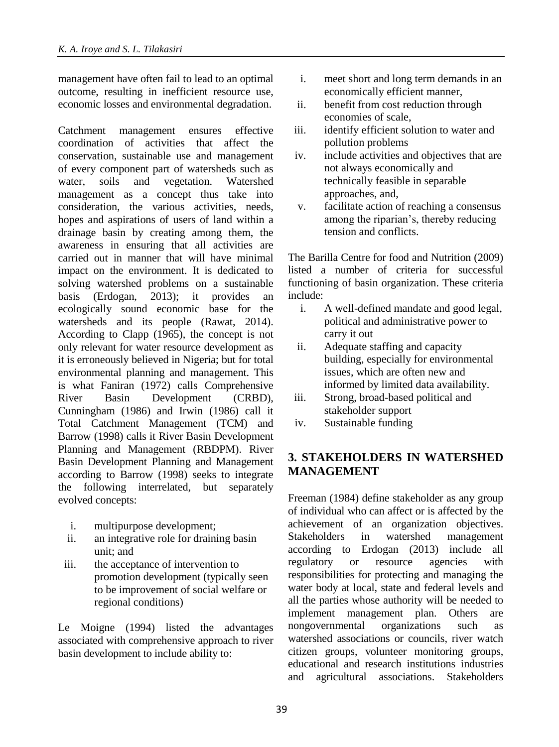management have often fail to lead to an optimal outcome, resulting in inefficient resource use, economic losses and environmental degradation.

Catchment management ensures effective coordination of activities that affect the conservation, sustainable use and management of every component part of watersheds such as water, soils and vegetation. Watershed management as a concept thus take into consideration, the various activities, needs, hopes and aspirations of users of land within a drainage basin by creating among them, the awareness in ensuring that all activities are carried out in manner that will have minimal impact on the environment. It is dedicated to solving watershed problems on a sustainable basis (Erdogan, 2013); it provides an ecologically sound economic base for the watersheds and its people (Rawat, 2014). According to Clapp (1965), the concept is not only relevant for water resource development as it is erroneously believed in Nigeria; but for total environmental planning and management. This is what Faniran (1972) calls Comprehensive River Basin Development (CRBD), Cunningham (1986) and Irwin (1986) call it Total Catchment Management (TCM) and Barrow (1998) calls it River Basin Development Planning and Management (RBDPM). River Basin Development Planning and Management according to Barrow (1998) seeks to integrate the following interrelated, but separately evolved concepts:

i. multipurpose development;
ii. an integrative role for draining basin unit; and
iii. the acceptance of intervention to promotion development (typically seen to be improvement of social welfare or regional conditions)

Le Moigne (1994) listed the advantages associated with comprehensive approach to river basin development to include ability to:

i. meet short and long term demands in an economically efficient manner,
ii. benefit from cost reduction through economies of scale,
iii. identify efficient solution to water and pollution problems
iv. include activities and objectives that are not always economically and technically feasible in separable approaches, and,
v. facilitate action of reaching a consensus among the riparian's, thereby reducing tension and conflicts.

The Barilla Centre for food and Nutrition (2009) listed a number of criteria for successful functioning of basin organization. These criteria include:

i. A well-defined mandate and good legal, political and administrative power to carry it out
ii. Adequate staffing and capacity building, especially for environmental issues, which are often new and informed by limited data availability.
iii. Strong, broad-based political and stakeholder support
iv. Sustainable funding

## 3. STAKEHOLDERS IN WATERSHED MANAGEMENT

Freeman (1984) define stakeholder as any group of individual who can affect or is affected by the achievement of an organization objectives. Stakeholders in watershed management according to Erdogan (2013) include all regulatory or resource agencies with responsibilities for protecting and managing the water body at local, state and federal levels and all the parties whose authority will be needed to implement management plan. Others are nongovernmental organizations such as watershed associations or councils, river watch citizen groups, volunteer monitoring groups, educational and research institutions industries and agricultural associations. Stakeholders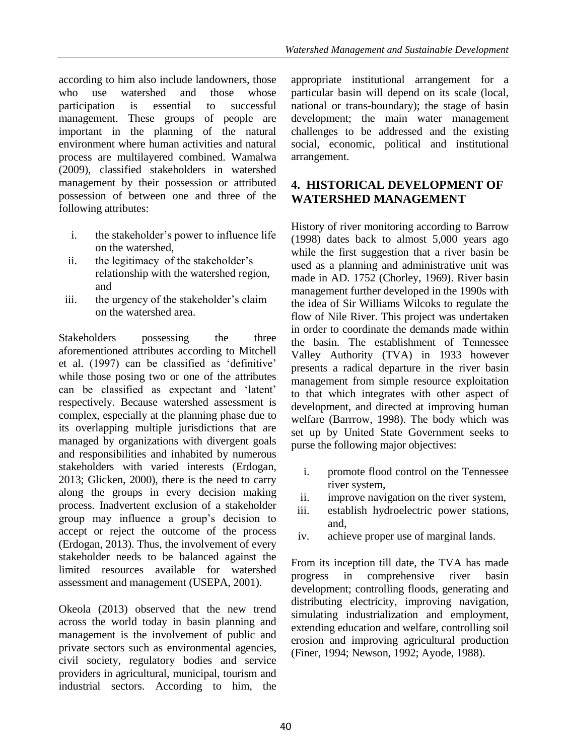according to him also include landowners, those who use watershed and those whose participation is essential to successful management. These groups of people are important in the planning of the natural environment where human activities and natural process are multilayered combined. Wamalwa (2009), classified stakeholders in watershed management by their possession or attributed possession of between one and three of the following attributes:

i. the stakeholder's power to influence life on the watershed,
ii. the legitimacy of the stakeholder's relationship with the watershed region, and
iii. the urgency of the stakeholder's claim on the watershed area.

Stakeholders possessing the three aforementioned attributes according to Mitchell et al. (1997) can be classified as 'definitive' while those posing two or one of the attributes can be classified as expectant and 'latent' respectively. Because watershed assessment is complex, especially at the planning phase due to its overlapping multiple jurisdictions that are managed by organizations with divergent goals and responsibilities and inhabited by numerous stakeholders with varied interests (Erdogan, 2013; Glicken, 2000), there is the need to carry along the groups in every decision making process. Inadvertent exclusion of a stakeholder group may influence a group's decision to accept or reject the outcome of the process (Erdogan, 2013). Thus, the involvement of every stakeholder needs to be balanced against the limited resources available for watershed assessment and management (USEPA, 2001).

Okeola (2013) observed that the new trend across the world today in basin planning and management is the involvement of public and private sectors such as environmental agencies, civil society, regulatory bodies and service providers in agricultural, municipal, tourism and industrial sectors. According to him, the appropriate institutional arrangement for a particular basin will depend on its scale (local, national or trans-boundary); the stage of basin development; the main water management challenges to be addressed and the existing social, economic, political and institutional arrangement.

## 4. HISTORICAL DEVELOPMENT OF WATERSHED MANAGEMENT

History of river monitoring according to Barrow (1998) dates back to almost 5,000 years ago while the first suggestion that a river basin be used as a planning and administrative unit was made in AD. 1752 (Chorley, 1969). River basin management further developed in the 1990s with the idea of Sir Williams Wilcoks to regulate the flow of Nile River. This project was undertaken in order to coordinate the demands made within the basin. The establishment of Tennessee Valley Authority (TVA) in 1933 however presents a radical departure in the river basin management from simple resource exploitation to that which integrates with other aspect of development, and directed at improving human welfare (Barrrow, 1998). The body which was set up by United State Government seeks to purse the following major objectives:

i. promote flood control on the Tennessee river system,
ii. improve navigation on the river system,
iii. establish hydroelectric power stations, and,
iv. achieve proper use of marginal lands.

From its inception till date, the TVA has made progress in comprehensive river basin development; controlling floods, generating and distributing electricity, improving navigation, simulating industrialization and employment, extending education and welfare, controlling soil erosion and improving agricultural production (Finer, 1994; Newson, 1992; Ayode, 1988).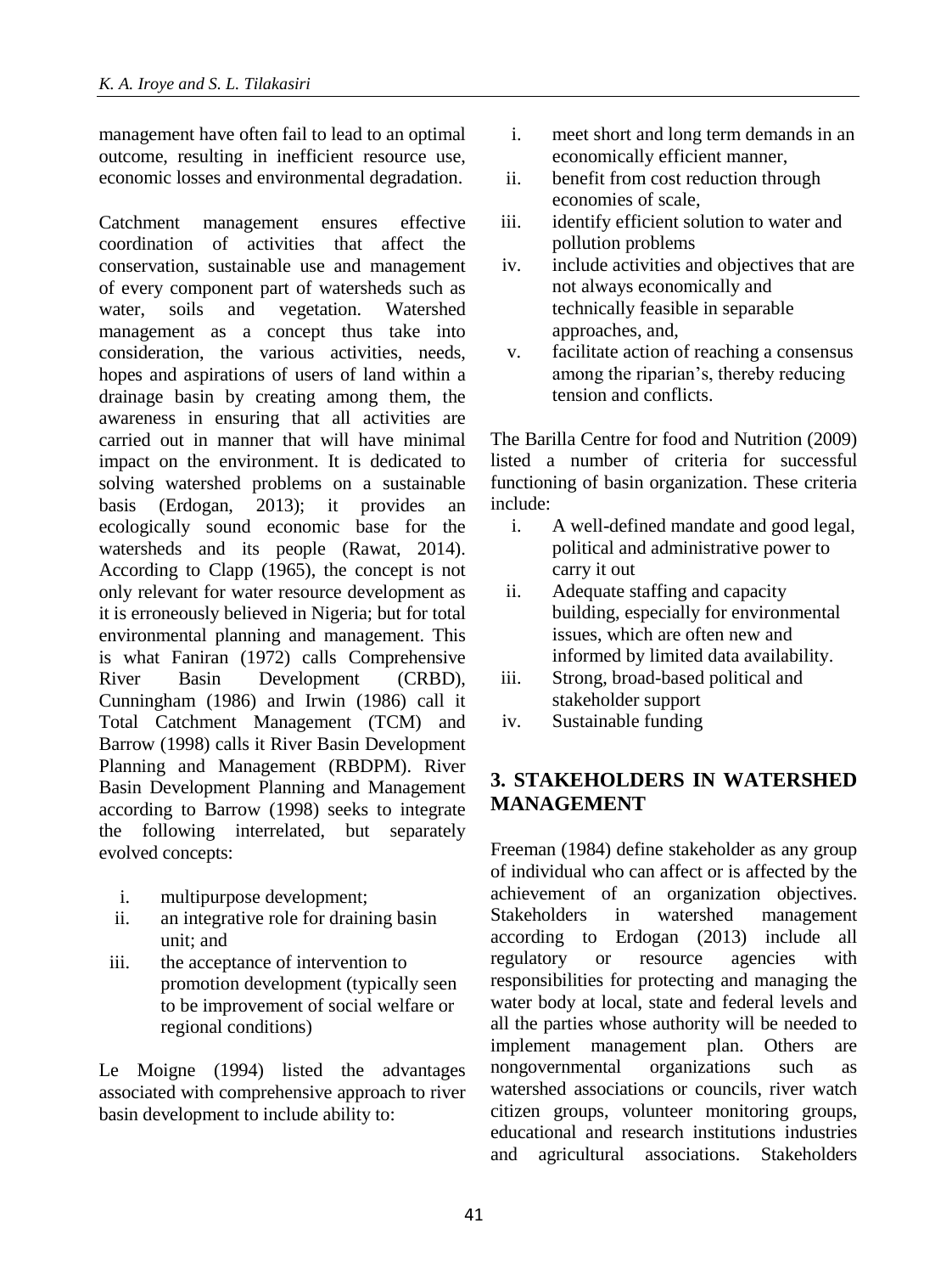management have often fail to lead to an optimal outcome, resulting in inefficient resource use, economic losses and environmental degradation.

Catchment management ensures effective coordination of activities that affect the conservation, sustainable use and management of every component part of watersheds such as water, soils and vegetation. Watershed management as a concept thus take into consideration, the various activities, needs, hopes and aspirations of users of land within a drainage basin by creating among them, the awareness in ensuring that all activities are carried out in manner that will have minimal impact on the environment. It is dedicated to solving watershed problems on a sustainable basis (Erdogan, 2013); it provides an ecologically sound economic base for the watersheds and its people (Rawat, 2014). According to Clapp (1965), the concept is not only relevant for water resource development as it is erroneously believed in Nigeria; but for total environmental planning and management. This is what Faniran (1972) calls Comprehensive River Basin Development (CRBD), Cunningham (1986) and Irwin (1986) call it Total Catchment Management (TCM) and Barrow (1998) calls it River Basin Development Planning and Management (RBDPM). River Basin Development Planning and Management according to Barrow (1998) seeks to integrate the following interrelated, but separately evolved concepts:

i. multipurpose development;
ii. an integrative role for draining basin unit; and
iii. the acceptance of intervention to promotion development (typically seen to be improvement of social welfare or regional conditions)

Le Moigne (1994) listed the advantages associated with comprehensive approach to river basin development to include ability to:

i. meet short and long term demands in an economically efficient manner,
ii. benefit from cost reduction through economies of scale,
iii. identify efficient solution to water and pollution problems
iv. include activities and objectives that are not always economically and technically feasible in separable approaches, and,
v. facilitate action of reaching a consensus among the riparian's, thereby reducing tension and conflicts.

The Barilla Centre for food and Nutrition (2009) listed a number of criteria for successful functioning of basin organization. These criteria include:

i. A well-defined mandate and good legal, political and administrative power to carry it out
ii. Adequate staffing and capacity building, especially for environmental issues, which are often new and informed by limited data availability.
iii. Strong, broad-based political and stakeholder support
iv. Sustainable funding

## 3. STAKEHOLDERS IN WATERSHED MANAGEMENT

Freeman (1984) define stakeholder as any group of individual who can affect or is affected by the achievement of an organization objectives. Stakeholders in watershed management according to Erdogan (2013) include all regulatory or resource agencies with responsibilities for protecting and managing the water body at local, state and federal levels and all the parties whose authority will be needed to implement management plan. Others are nongovernmental organizations such as watershed associations or councils, river watch citizen groups, volunteer monitoring groups, educational and research institutions industries and agricultural associations. Stakeholders